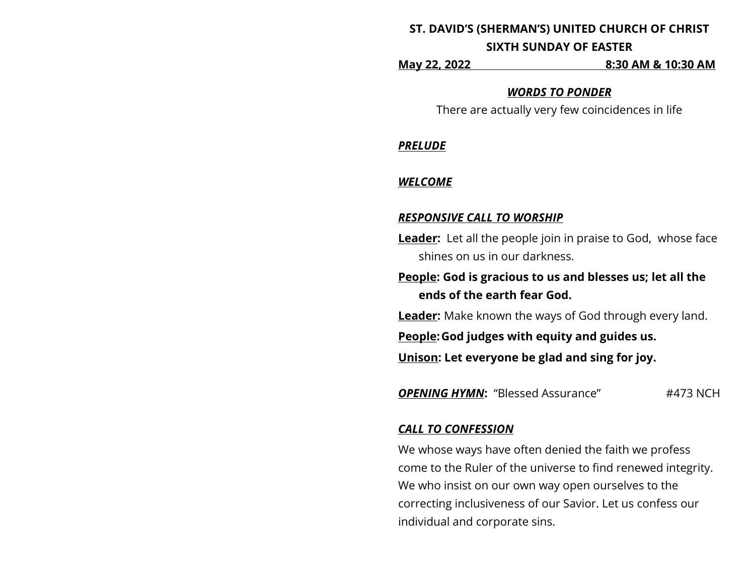**ST. DAVID'S (SHERMAN'S) UNITED CHURCH OF CHRIST**

**SIXTH SUNDAY OF EASTER**

**<u>May 22, 2022 8:30 AM & 10:30 AM</u>**

***<u>WORDS TO PONDER</u>***

There are actually very few coincidences in life

***<u>PRELUDE</u>***

***<u>WELCOME</u>***

***<u>RESPONSIVE CALL TO WORSHIP</u>***

**<u>Leader</u>:** Let all the people join in praise to God, whose face shines on us in our darkness.

**<u>People</u>: God is gracious to us and blesses us; let all the ends of the earth fear God.**

**<u>Leader</u>:** Make known the ways of God through every land.

**<u>People</u>: God judges with equity and guides us.**

**<u>Unison</u>: Let everyone be glad and sing for joy.**

***<u>OPENING HYMN</u>*:** "Blessed Assurance" #473 NCH

***<u>CALL TO CONFESSION</u>***

We whose ways have often denied the faith we profess come to the Ruler of the universe to find renewed integrity. We who insist on our own way open ourselves to the correcting inclusiveness of our Savior. Let us confess our individual and corporate sins.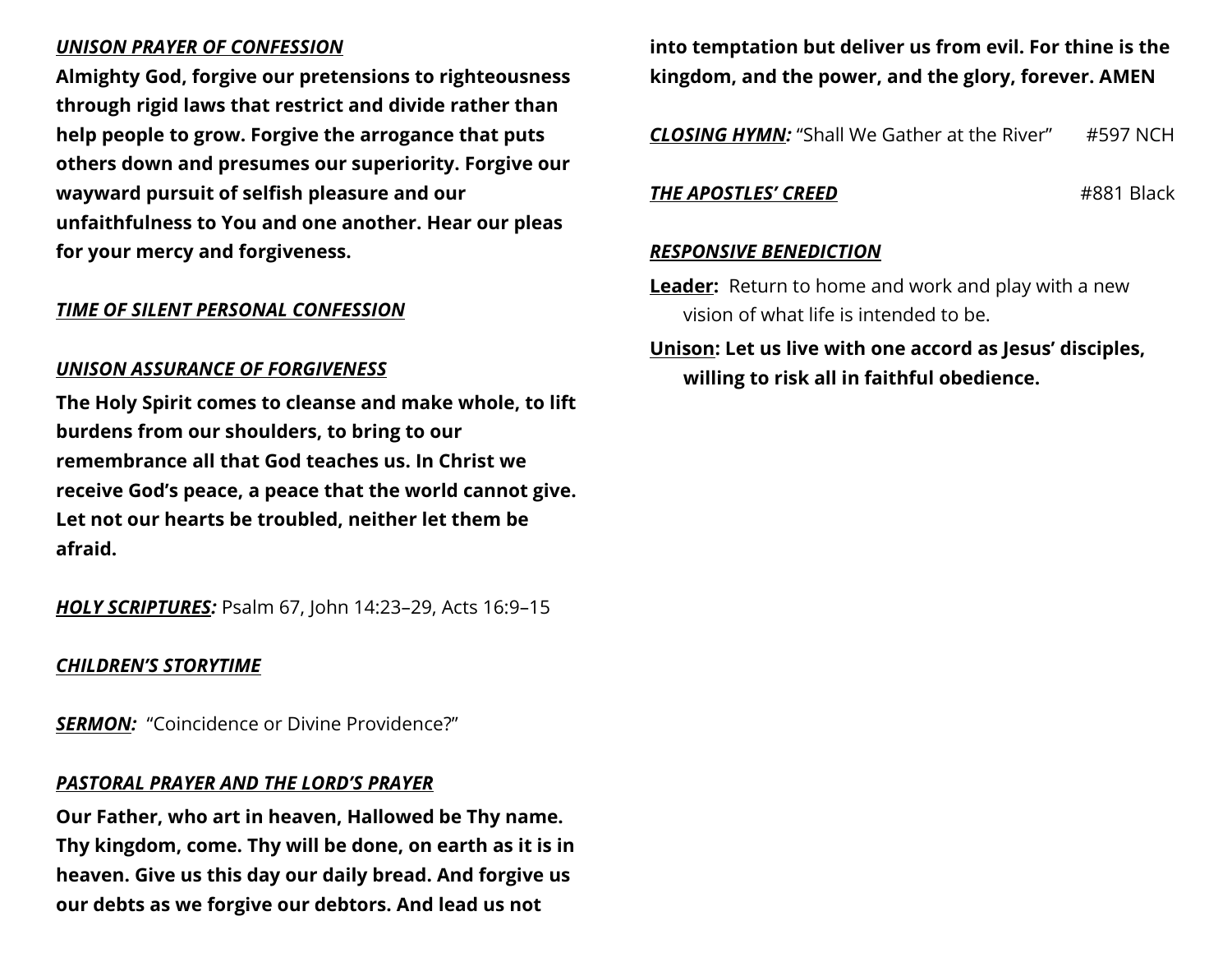***UNISON PRAYER OF CONFESSION***

**Almighty God, forgive our pretensions to righteousness through rigid laws that restrict and divide rather than help people to grow. Forgive the arrogance that puts others down and presumes our superiority. Forgive our wayward pursuit of selfish pleasure and our unfaithfulness to You and one another. Hear our pleas for your mercy and forgiveness.**

***TIME OF SILENT PERSONAL CONFESSION***

***UNISON ASSURANCE OF FORGIVENESS***

**The Holy Spirit comes to cleanse and make whole, to lift burdens from our shoulders, to bring to our remembrance all that God teaches us. In Christ we receive God's peace, a peace that the world cannot give. Let not our hearts be troubled, neither let them be afraid.**

***HOLY SCRIPTURES:*** Psalm 67, John 14:23–29, Acts 16:9–15

***CHILDREN'S STORYTIME***

***SERMON:*** "Coincidence or Divine Providence?"

***PASTORAL PRAYER AND THE LORD'S PRAYER***

**Our Father, who art in heaven, Hallowed be Thy name. Thy kingdom, come. Thy will be done, on earth as it is in heaven. Give us this day our daily bread. And forgive us our debts as we forgive our debtors. And lead us not into temptation but deliver us from evil. For thine is the kingdom, and the power, and the glory, forever. AMEN**

***CLOSING HYMN:*** "Shall We Gather at the River" #597 NCH

***THE APOSTLES' CREED*** #881 Black

***RESPONSIVE BENEDICTION***

**Leader:** Return to home and work and play with a new vision of what life is intended to be.

**Unison: Let us live with one accord as Jesus' disciples, willing to risk all in faithful obedience.**